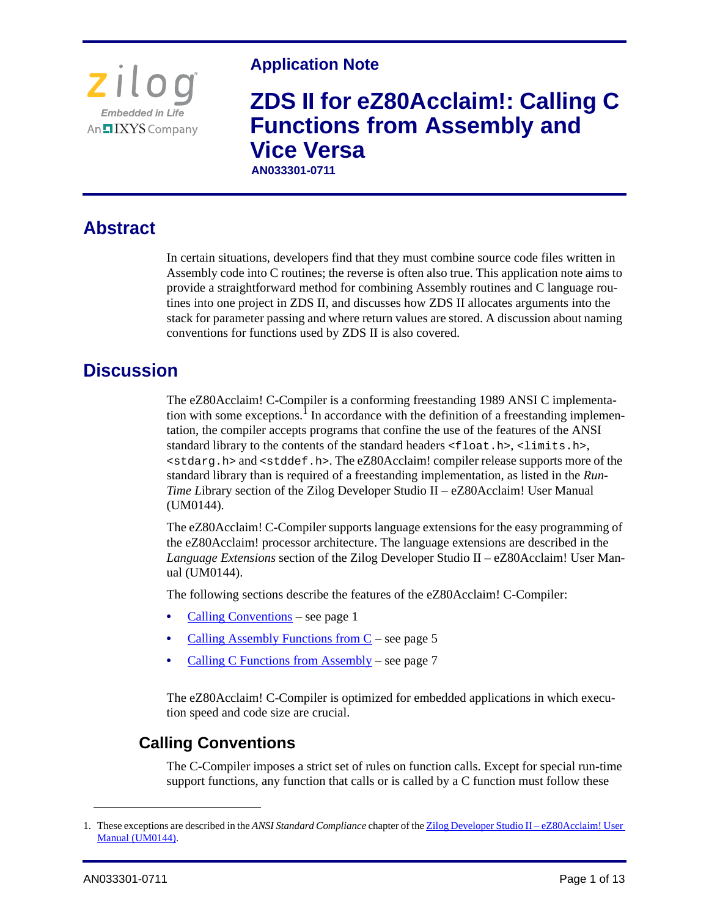# Application Note

# ZDS II for eZ80Acclaim!: Calling C Functions from Assembly and Vice Versa

**AN033301-0711**

## Abstract

In certain situations, developers find that they must combine source code files written in Assembly code into C routines; the reverse is often also true. This application note aims to provide a straightforward method for combining Assembly routines and C language routines into one project in ZDS II, and discusses how ZDS II allocates arguments into the stack for parameter passing and where return values are stored. A discussion about naming conventions for functions used by ZDS II is also covered.

## Discussion

The eZ80Acclaim! C-Compiler is a conforming freestanding 1989 ANSI C implementation with some exceptions.[1] In accordance with the definition of a freestanding implementation, the compiler accepts programs that confine the use of the features of the ANSI standard library to the contents of the standard headers `<float.h>`, `<limits.h>`, `<stdarg.h>` and `<stddef.h>`. The eZ80Acclaim! compiler release supports more of the standard library than is required of a freestanding implementation, as listed in the *Run-Time L*ibrary section of the Zilog Developer Studio II – eZ80Acclaim! User Manual (UM0144).

The eZ80Acclaim! C-Compiler supports language extensions for the easy programming of the eZ80Acclaim! processor architecture. The language extensions are described in the *Language Extensions* section of the Zilog Developer Studio II – eZ80Acclaim! User Manual (UM0144).

The following sections describe the features of the eZ80Acclaim! C-Compiler:

- Calling Conventions – see page 1
- Calling Assembly Functions from C – see page 5
- Calling C Functions from Assembly – see page 7

The eZ80Acclaim! C-Compiler is optimized for embedded applications in which execution speed and code size are crucial.

### Calling Conventions

The C-Compiler imposes a strict set of rules on function calls. Except for special run-time support functions, any function that calls or is called by a C function must follow these

1. These exceptions are described in the *ANSI Standard Compliance* chapter of the Zilog Developer Studio II – eZ80Acclaim! User Manual (UM0144).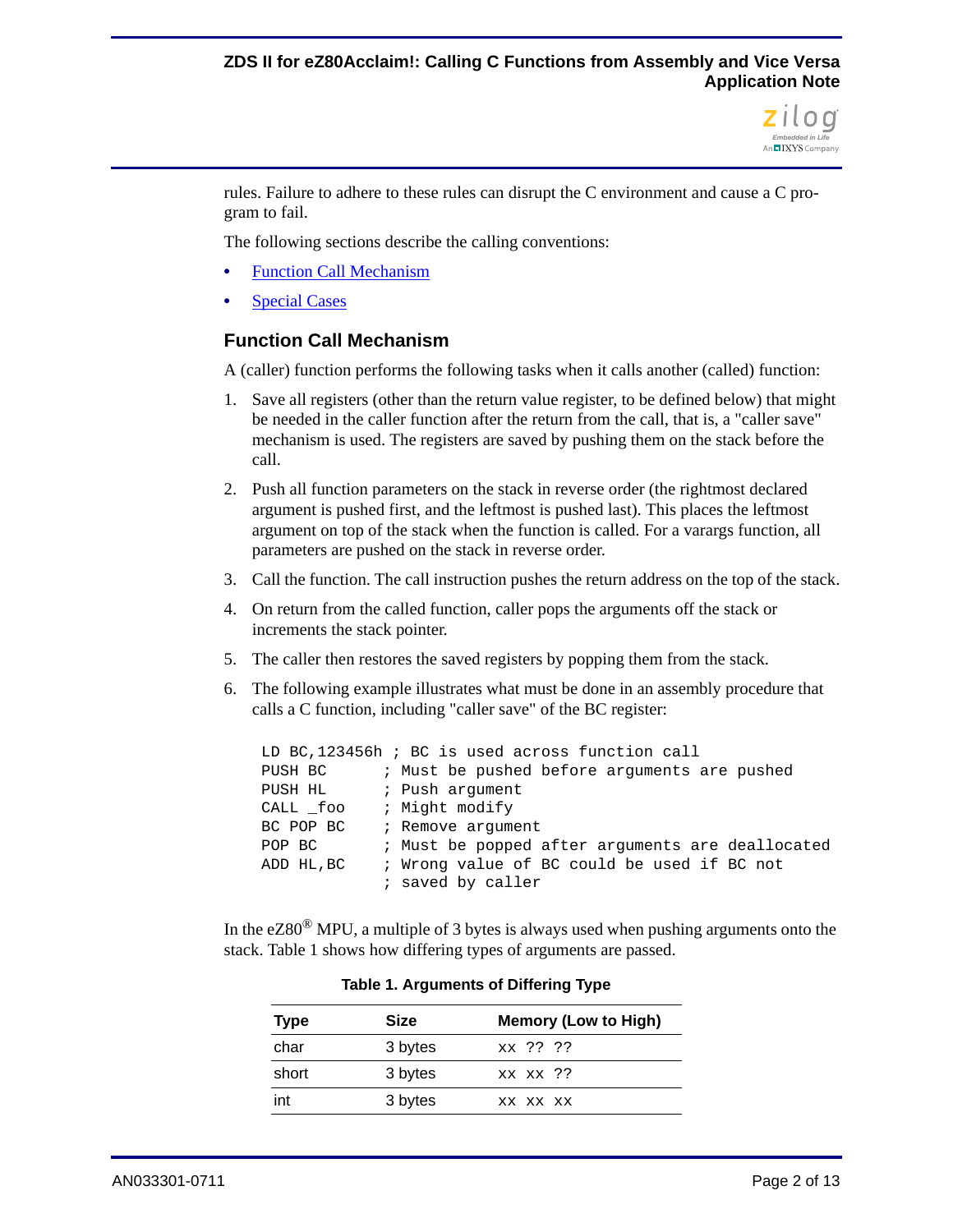rules. Failure to adhere to these rules can disrupt the C environment and cause a C program to fail.

The following sections describe the calling conventions:

- Function Call Mechanism
- Special Cases

## Function Call Mechanism

A (caller) function performs the following tasks when it calls another (called) function:

1. Save all registers (other than the return value register, to be defined below) that might be needed in the caller function after the return from the call, that is, a "caller save" mechanism is used. The registers are saved by pushing them on the stack before the call.
2. Push all function parameters on the stack in reverse order (the rightmost declared argument is pushed first, and the leftmost is pushed last). This places the leftmost argument on top of the stack when the function is called. For a varargs function, all parameters are pushed on the stack in reverse order.
3. Call the function. The call instruction pushes the return address on the top of the stack.
4. On return from the called function, caller pops the arguments off the stack or increments the stack pointer.
5. The caller then restores the saved registers by popping them from the stack.
6. The following example illustrates what must be done in an assembly procedure that calls a C function, including "caller save" of the BC register:

```
LD BC,123456h ; BC is used across function call
PUSH BC       ; Must be pushed before arguments are pushed
PUSH HL       ; Push argument
CALL _foo     ; Might modify
BC POP BC     ; Remove argument
POP BC        ; Must be popped after arguments are deallocated
ADD HL,BC     ; Wrong value of BC could be used if BC not
              ; saved by caller
```

In the eZ80® MPU, a multiple of 3 bytes is always used when pushing arguments onto the stack. Table 1 shows how differing types of arguments are passed.

**Table 1. Arguments of Differing Type**

| Type | Size | Memory (Low to High) |
|---|---|---|
| char | 3 bytes | xx ?? ?? |
| short | 3 bytes | xx xx ?? |
| int | 3 bytes | xx xx xx |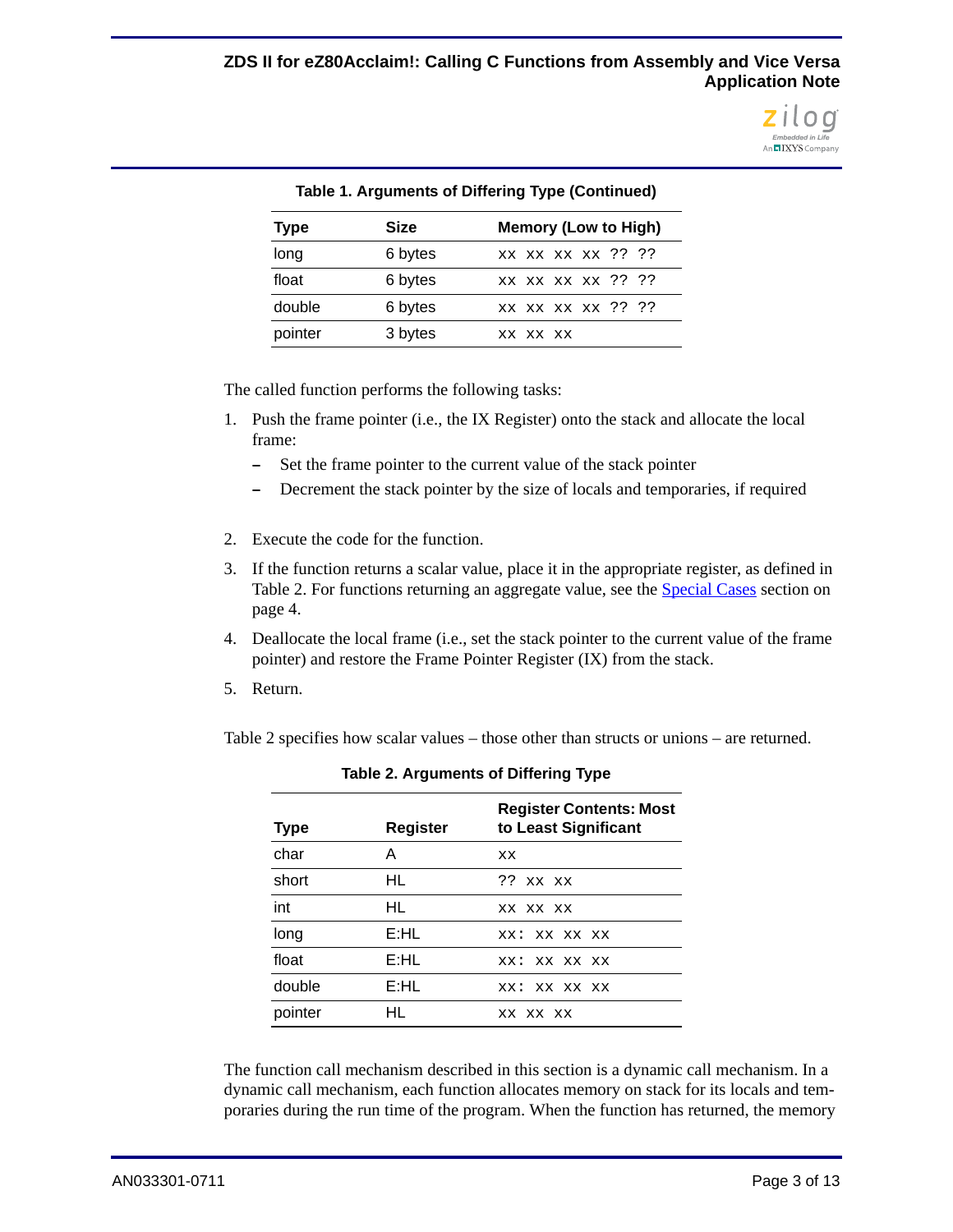**Table 1. Arguments of Differing Type (Continued)**

| Type | Size | Memory (Low to High) |
|---|---|---|
| long | 6 bytes | xx xx xx xx ?? ?? |
| float | 6 bytes | xx xx xx xx ?? ?? |
| double | 6 bytes | xx xx xx xx ?? ?? |
| pointer | 3 bytes | xx xx xx |

The called function performs the following tasks:

1. Push the frame pointer (i.e., the IX Register) onto the stack and allocate the local frame:
   - Set the frame pointer to the current value of the stack pointer
   - Decrement the stack pointer by the size of locals and temporaries, if required
2. Execute the code for the function.
3. If the function returns a scalar value, place it in the appropriate register, as defined in Table 2. For functions returning an aggregate value, see the Special Cases section on page 4.
4. Deallocate the local frame (i.e., set the stack pointer to the current value of the frame pointer) and restore the Frame Pointer Register (IX) from the stack.
5. Return.

Table 2 specifies how scalar values – those other than structs or unions – are returned.

**Table 2. Arguments of Differing Type**

| Type | Register | Register Contents: Most to Least Significant |
|---|---|---|
| char | A | xx |
| short | HL | ?? xx xx |
| int | HL | xx xx xx |
| long | E:HL | xx: xx xx xx |
| float | E:HL | xx: xx xx xx |
| double | E:HL | xx: xx xx xx |
| pointer | HL | xx xx xx |

The function call mechanism described in this section is a dynamic call mechanism. In a dynamic call mechanism, each function allocates memory on stack for its locals and temporaries during the run time of the program. When the function has returned, the memory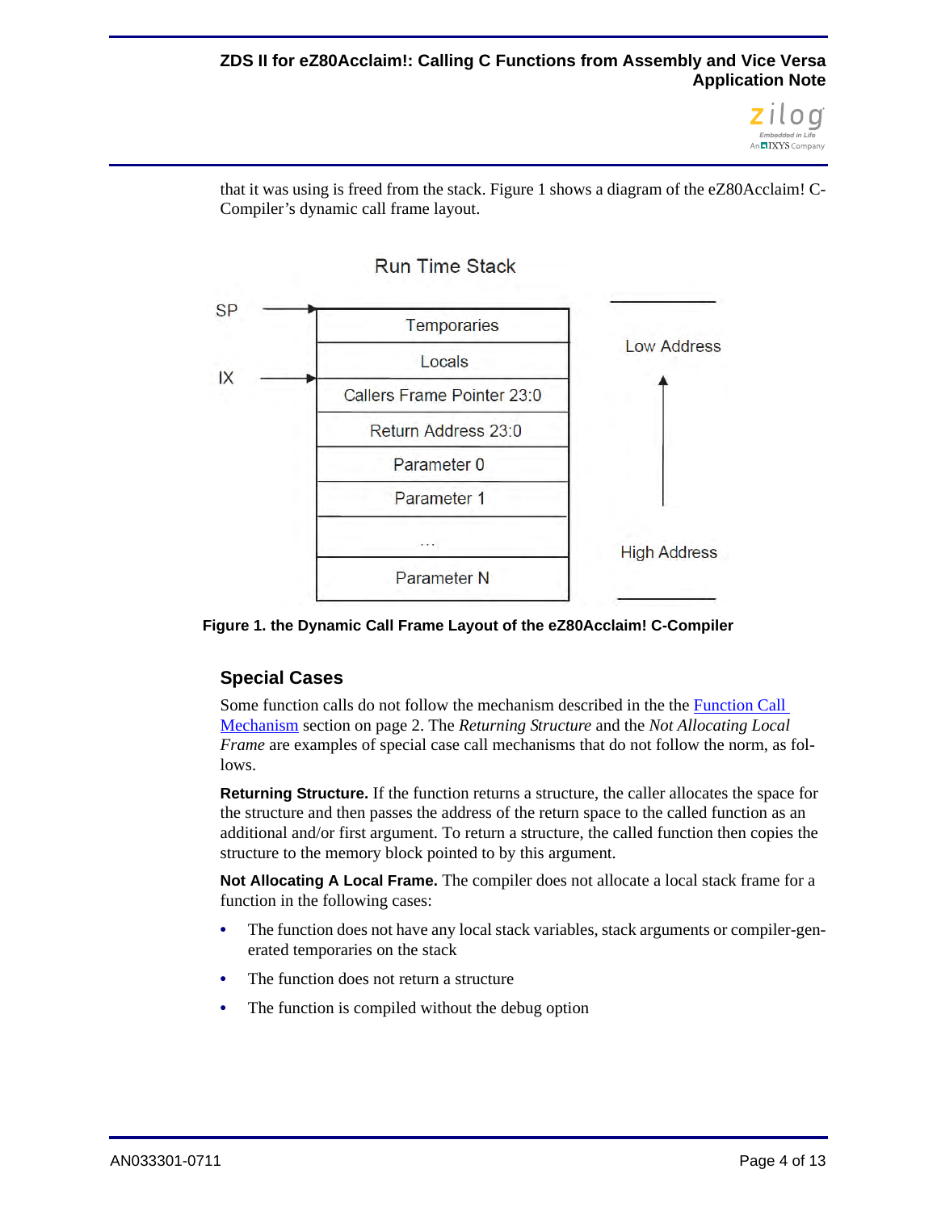that it was using is freed from the stack. Figure 1 shows a diagram of the eZ80Acclaim! C-Compiler's dynamic call frame layout.

Run Time Stack

| |
|---|
| Temporaries |
| Locals |
| Callers Frame Pointer 23:0 |
| Return Address 23:0 |
| Parameter 0 |
| Parameter 1 |
| ... |
| Parameter N |

SP → Temporaries; IX → Callers Frame Pointer 23:0

Low Address ↑ High Address

**Figure 1. the Dynamic Call Frame Layout of the eZ80Acclaim! C-Compiler**

## Special Cases

Some function calls do not follow the mechanism described in the the Function Call Mechanism section on page 2. The *Returning Structure* and the *Not Allocating Local Frame* are examples of special case call mechanisms that do not follow the norm, as follows.

**Returning Structure.** If the function returns a structure, the caller allocates the space for the structure and then passes the address of the return space to the called function as an additional and/or first argument. To return a structure, the called function then copies the structure to the memory block pointed to by this argument.

**Not Allocating A Local Frame.** The compiler does not allocate a local stack frame for a function in the following cases:

- The function does not have any local stack variables, stack arguments or compiler-generated temporaries on the stack
- The function does not return a structure
- The function is compiled without the debug option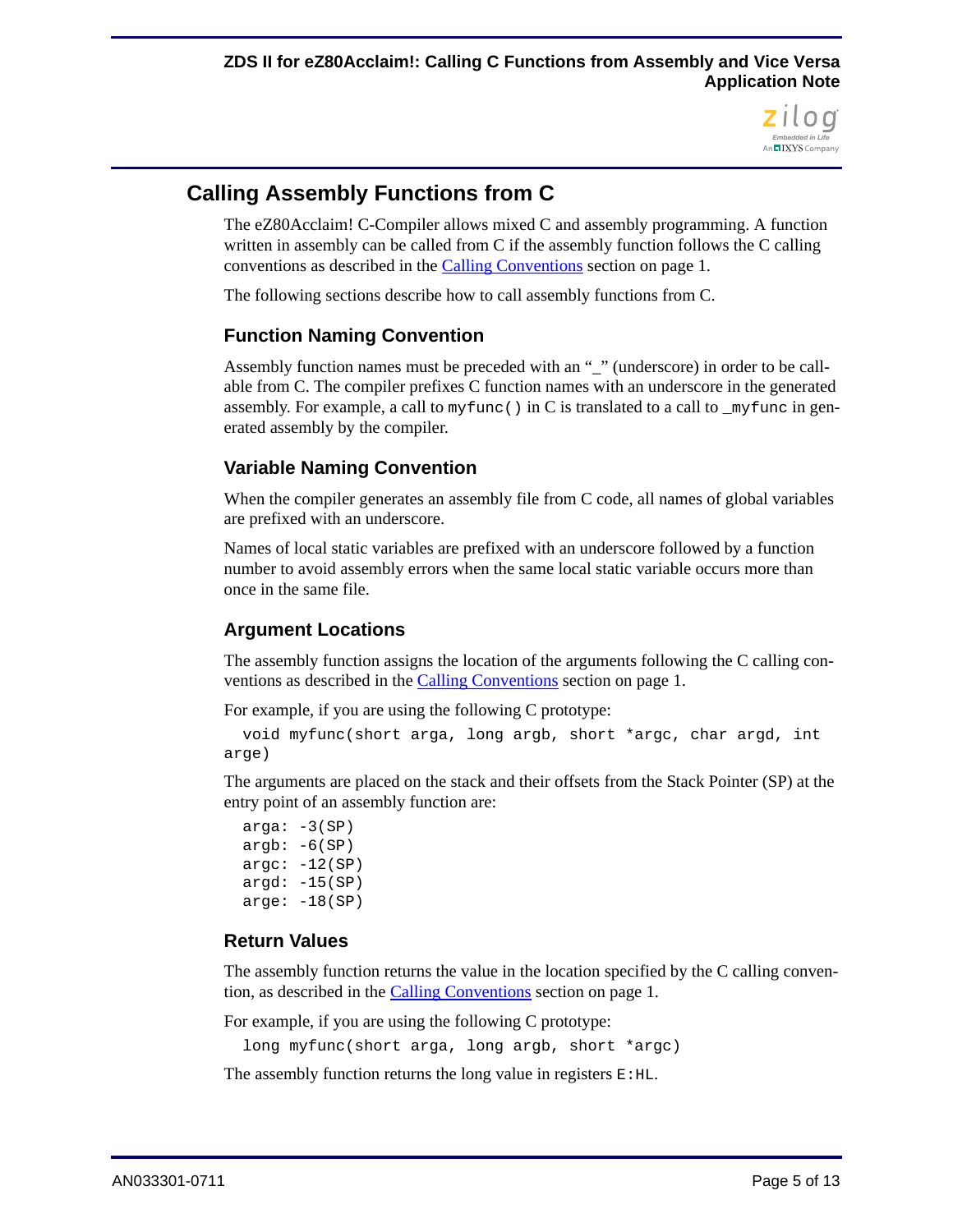## Calling Assembly Functions from C

The eZ80Acclaim! C-Compiler allows mixed C and assembly programming. A function written in assembly can be called from C if the assembly function follows the C calling conventions as described in the Calling Conventions section on page 1.

The following sections describe how to call assembly functions from C.

### Function Naming Convention

Assembly function names must be preceded with an "_" (underscore) in order to be callable from C. The compiler prefixes C function names with an underscore in the generated assembly. For example, a call to `myfunc()` in C is translated to a call to `_myfunc` in generated assembly by the compiler.

### Variable Naming Convention

When the compiler generates an assembly file from C code, all names of global variables are prefixed with an underscore.

Names of local static variables are prefixed with an underscore followed by a function number to avoid assembly errors when the same local static variable occurs more than once in the same file.

### Argument Locations

The assembly function assigns the location of the arguments following the C calling conventions as described in the Calling Conventions section on page 1.

For example, if you are using the following C prototype:

```
void myfunc(short arga, long argb, short *argc, char argd, int arge)
```

The arguments are placed on the stack and their offsets from the Stack Pointer (SP) at the entry point of an assembly function are:

```
arga: -3(SP)
argb: -6(SP)
argc: -12(SP)
argd: -15(SP)
arge: -18(SP)
```

### Return Values

The assembly function returns the value in the location specified by the C calling convention, as described in the Calling Conventions section on page 1.

For example, if you are using the following C prototype:

```
long myfunc(short arga, long argb, short *argc)
```

The assembly function returns the long value in registers `E:HL`.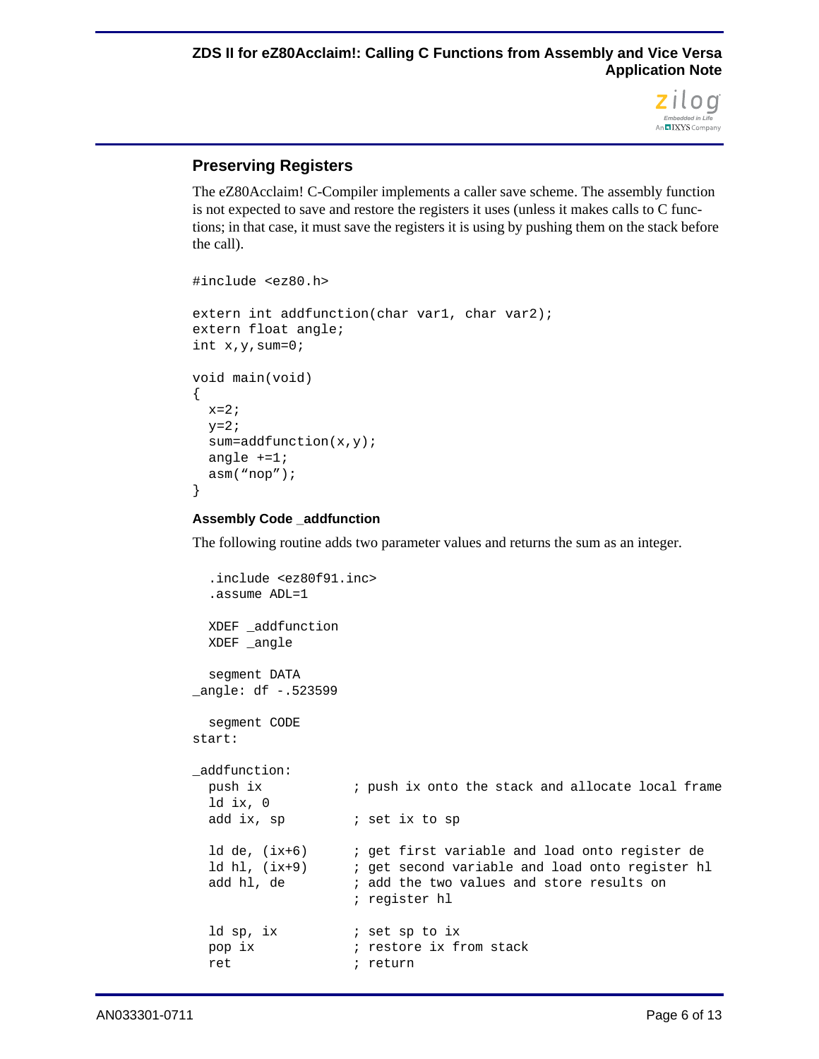## Preserving Registers

The eZ80Acclaim! C-Compiler implements a caller save scheme. The assembly function is not expected to save and restore the registers it uses (unless it makes calls to C functions; in that case, it must save the registers it is using by pushing them on the stack before the call).

```
#include <ez80.h>

extern int addfunction(char var1, char var2);
extern float angle;
int x,y,sum=0;

void main(void)
{
  x=2;
  y=2;
  sum=addfunction(x,y);
  angle +=1;
  asm(“nop”);
}
```

#### Assembly Code _addfunction

The following routine adds two parameter values and returns the sum as an integer.

```
  .include <ez80f91.inc>
  .assume ADL=1

  XDEF _addfunction
  XDEF _angle

  segment DATA
_angle: df -.523599

  segment CODE
start:

_addfunction:
  push ix             ; push ix onto the stack and allocate local frame
  ld ix, 0
  add ix, sp          ; set ix to sp

  ld de, (ix+6)       ; get first variable and load onto register de
  ld hl, (ix+9)       ; get second variable and load onto register hl
  add hl, de          ; add the two values and store results on
                      ; register hl

  ld sp, ix           ; set sp to ix
  pop ix              ; restore ix from stack
  ret                 ; return
```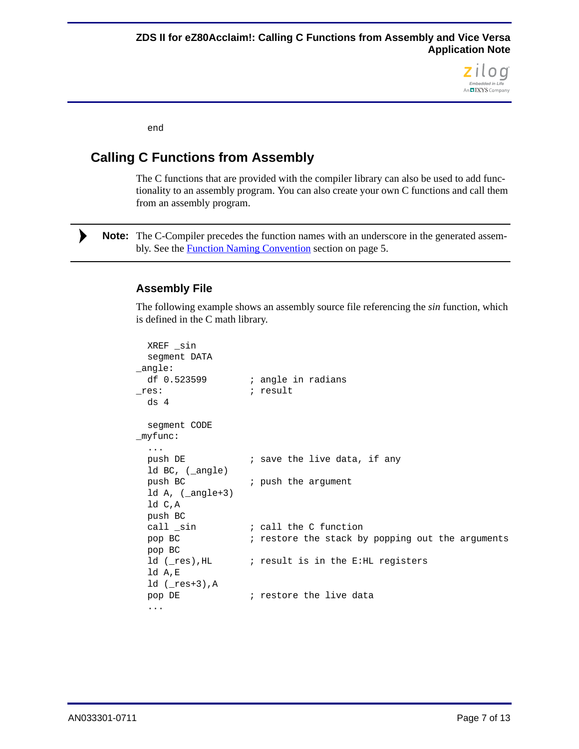```
end
```

## Calling C Functions from Assembly

The C functions that are provided with the compiler library can also be used to add functionality to an assembly program. You can also create your own C functions and call them from an assembly program.

> **Note:** The C-Compiler precedes the function names with an underscore in the generated assembly. See the Function Naming Convention section on page 5.

### Assembly File

The following example shows an assembly source file referencing the *sin* function, which is defined in the C math library.

```
  XREF _sin
  segment DATA
_angle:
  df 0.523599         ; angle in radians
_res:                 ; result
  ds 4

  segment CODE
_myfunc:
  ...
  push DE             ; save the live data, if any
  ld BC, (_angle)
  push BC             ; push the argument
  ld A, (_angle+3)
  ld C,A
  push BC
  call _sin           ; call the C function
  pop BC              ; restore the stack by popping out the arguments
  pop BC
  ld (_res),HL        ; result is in the E:HL registers
  ld A,E
  ld (_res+3),A
  pop DE              ; restore the live data
  ...
```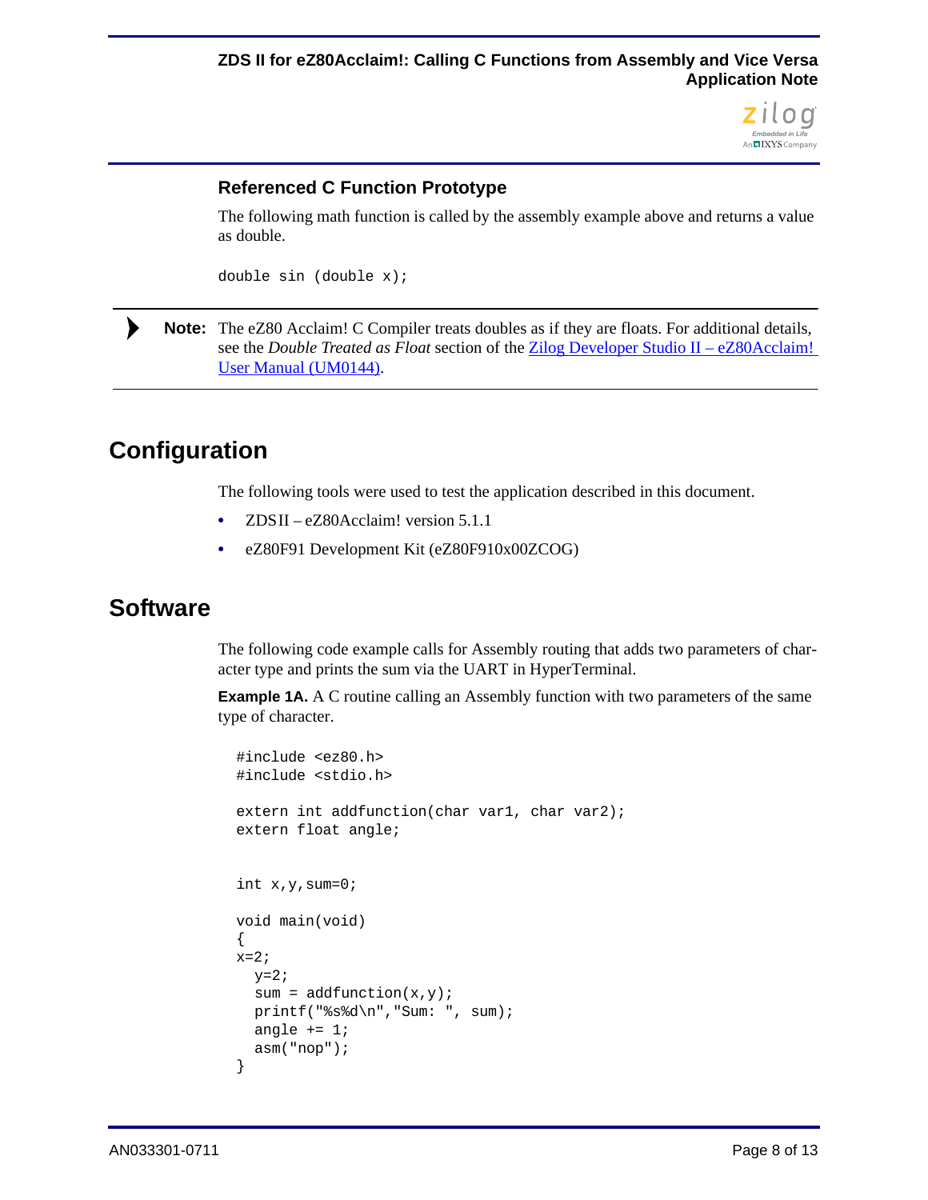### Referenced C Function Prototype

The following math function is called by the assembly example above and returns a value as double.

```
double sin (double x);
```

**Note:** The eZ80 Acclaim! C Compiler treats doubles as if they are floats. For additional details, see the *Double Treated as Float* section of the Zilog Developer Studio II – eZ80Acclaim! User Manual (UM0144).

## Configuration

The following tools were used to test the application described in this document.

- ZDSII – eZ80Acclaim! version 5.1.1
- eZ80F91 Development Kit (eZ80F910x00ZCOG)

## Software

The following code example calls for Assembly routing that adds two parameters of character type and prints the sum via the UART in HyperTerminal.

**Example 1A.** A C routine calling an Assembly function with two parameters of the same type of character.

```
#include <ez80.h>
#include <stdio.h>

extern int addfunction(char var1, char var2);
extern float angle;


int x,y,sum=0;

void main(void)
{
x=2;
  y=2;
  sum = addfunction(x,y);
  printf("%s%d\n","Sum: ", sum);
  angle += 1;
  asm("nop");
}
```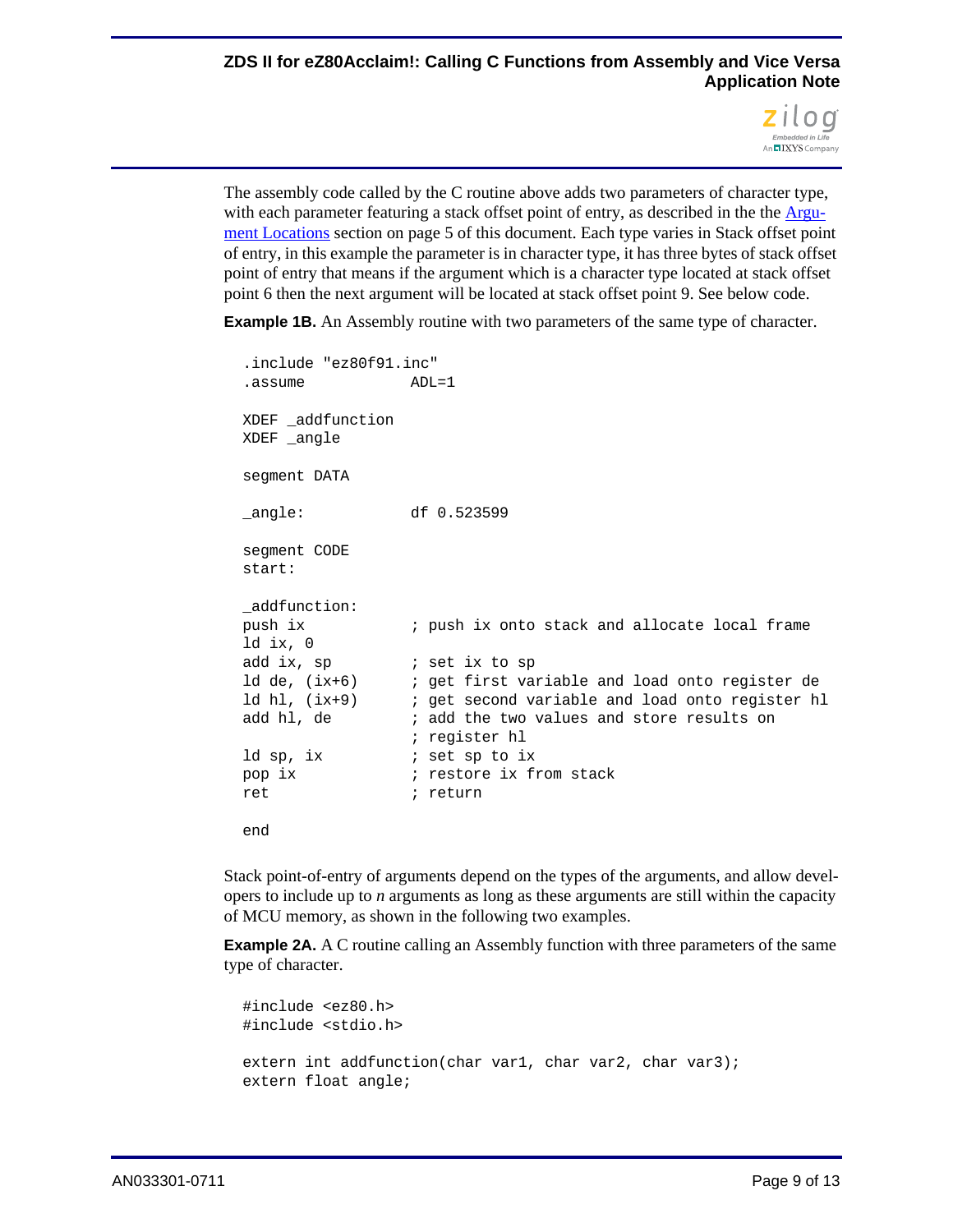The assembly code called by the C routine above adds two parameters of character type, with each parameter featuring a stack offset point of entry, as described in the the Argument Locations section on page 5 of this document. Each type varies in Stack offset point of entry, in this example the parameter is in character type, it has three bytes of stack offset point of entry that means if the argument which is a character type located at stack offset point 6 then the next argument will be located at stack offset point 9. See below code.

**Example 1B.** An Assembly routine with two parameters of the same type of character.

```
.include "ez80f91.inc"
.assume            ADL=1

XDEF _addfunction
XDEF _angle

segment DATA

_angle:            df 0.523599

segment CODE
start:

_addfunction:
push ix            ; push ix onto stack and allocate local frame
ld ix, 0
add ix, sp         ; set ix to sp
ld de, (ix+6)      ; get first variable and load onto register de
ld hl, (ix+9)      ; get second variable and load onto register hl
add hl, de         ; add the two values and store results on
                   ; register hl
ld sp, ix          ; set sp to ix
pop ix             ; restore ix from stack
ret                ; return

end
```

Stack point-of-entry of arguments depend on the types of the arguments, and allow developers to include up to *n* arguments as long as these arguments are still within the capacity of MCU memory, as shown in the following two examples.

**Example 2A.** A C routine calling an Assembly function with three parameters of the same type of character.

```
#include <ez80.h>
#include <stdio.h>

extern int addfunction(char var1, char var2, char var3);
extern float angle;
```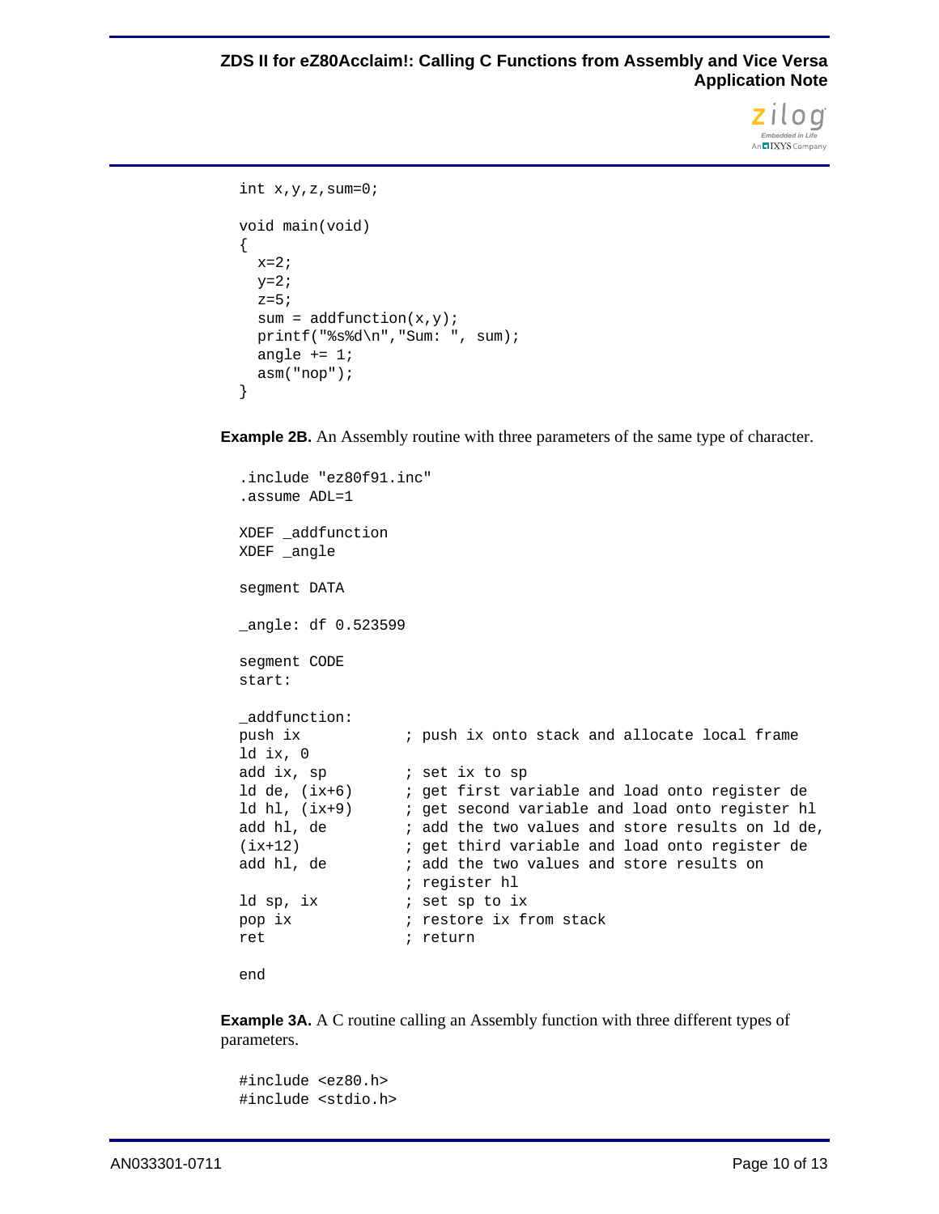```
int x,y,z,sum=0;

void main(void)
{
  x=2;
  y=2;
  z=5;
  sum = addfunction(x,y);
  printf("%s%d\n","Sum: ", sum);
  angle += 1;
  asm("nop");
}
```

**Example 2B.** An Assembly routine with three parameters of the same type of character.

```
.include "ez80f91.inc"
.assume ADL=1

XDEF _addfunction
XDEF _angle

segment DATA

_angle: df 0.523599

segment CODE
start:

_addfunction:
push ix             ; push ix onto stack and allocate local frame
ld ix, 0
add ix, sp          ; set ix to sp
ld de, (ix+6)       ; get first variable and load onto register de
ld hl, (ix+9)       ; get second variable and load onto register hl
add hl, de          ; add the two values and store results on ld de,
(ix+12)             ; get third variable and load onto register de
add hl, de          ; add the two values and store results on
                    ; register hl
ld sp, ix           ; set sp to ix
pop ix              ; restore ix from stack
ret                 ; return

end
```

**Example 3A.** A C routine calling an Assembly function with three different types of parameters.

```
#include <ez80.h>
#include <stdio.h>
```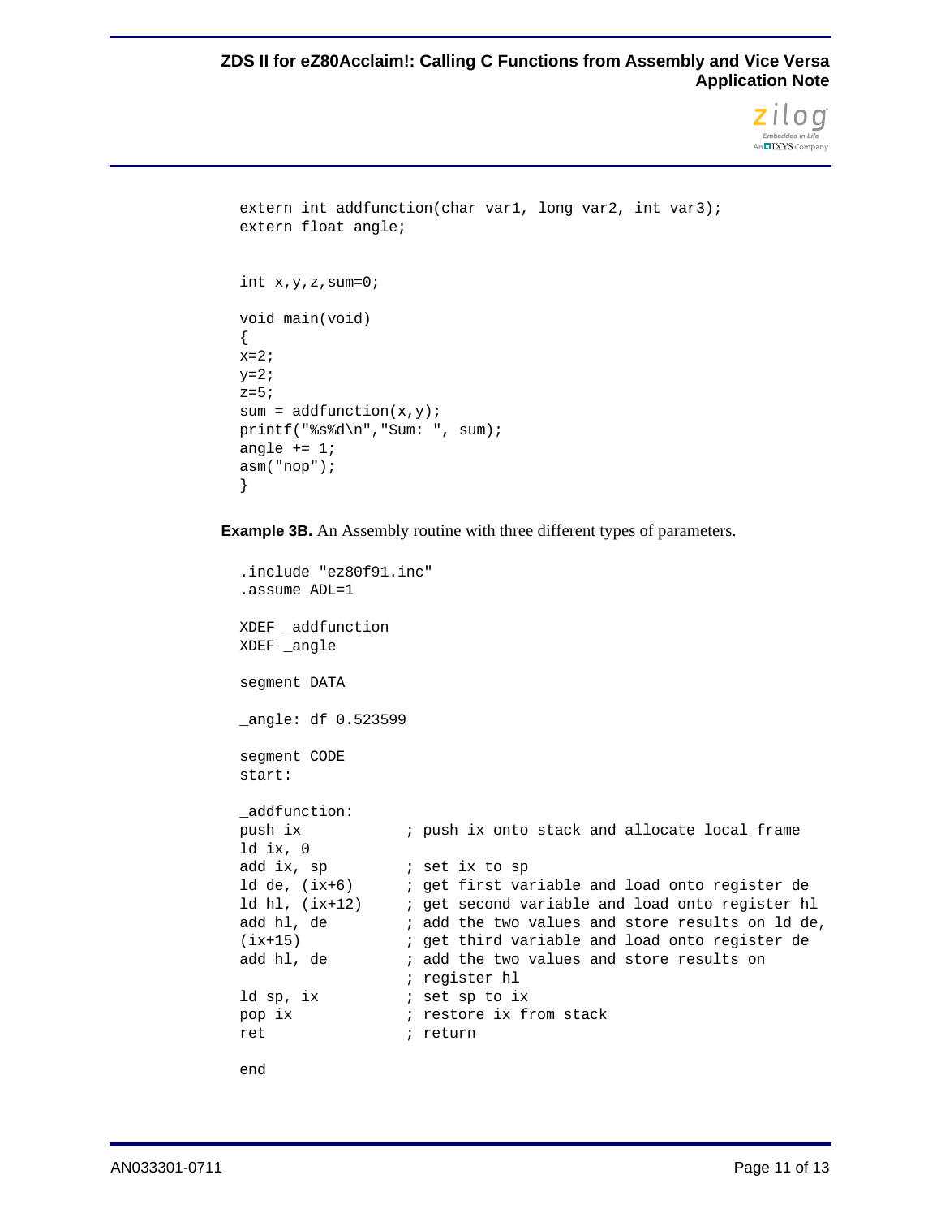```
extern int addfunction(char var1, long var2, int var3);
extern float angle;


int x,y,z,sum=0;

void main(void)
{
x=2;
y=2;
z=5;
sum = addfunction(x,y);
printf("%s%d\n","Sum: ", sum);
angle += 1;
asm("nop");
}
```

**Example 3B.** An Assembly routine with three different types of parameters.

```
.include "ez80f91.inc"
.assume ADL=1

XDEF _addfunction
XDEF _angle

segment DATA

_angle: df 0.523599

segment CODE
start:

_addfunction:
push ix             ; push ix onto stack and allocate local frame
ld ix, 0
add ix, sp          ; set ix to sp
ld de, (ix+6)       ; get first variable and load onto register de
ld hl, (ix+12)      ; get second variable and load onto register hl
add hl, de          ; add the two values and store results on ld de,
(ix+15)             ; get third variable and load onto register de
add hl, de          ; add the two values and store results on
                    ; register hl
ld sp, ix           ; set sp to ix
pop ix              ; restore ix from stack
ret                 ; return

end
```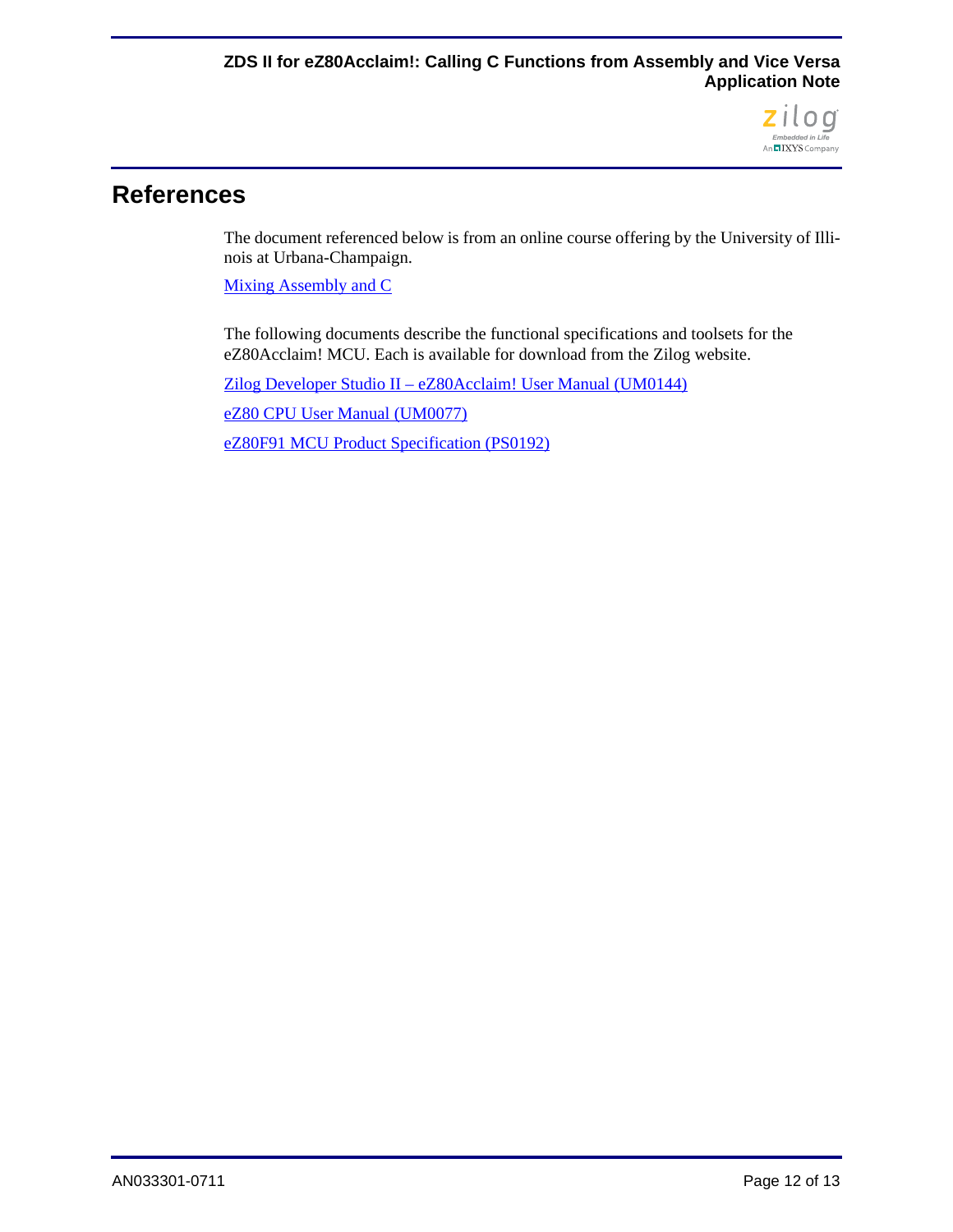# References

The document referenced below is from an online course offering by the University of Illinois at Urbana-Champaign.

Mixing Assembly and C

The following documents describe the functional specifications and toolsets for the eZ80Acclaim! MCU. Each is available for download from the Zilog website.

Zilog Developer Studio II – eZ80Acclaim! User Manual (UM0144)

eZ80 CPU User Manual (UM0077)

eZ80F91 MCU Product Specification (PS0192)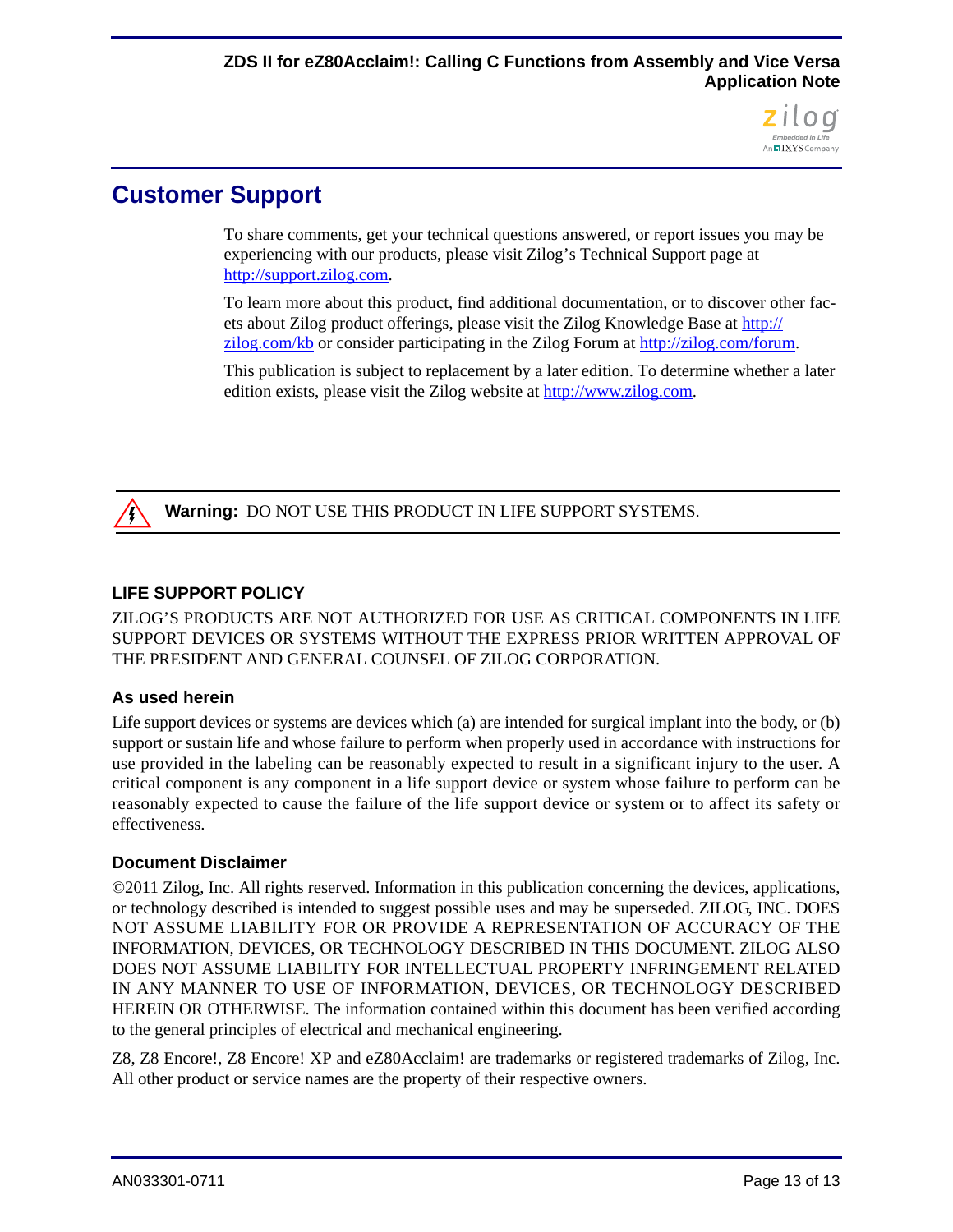# Customer Support

To share comments, get your technical questions answered, or report issues you may be experiencing with our products, please visit Zilog's Technical Support page at http://support.zilog.com.

To learn more about this product, find additional documentation, or to discover other facets about Zilog product offerings, please visit the Zilog Knowledge Base at http://zilog.com/kb or consider participating in the Zilog Forum at http://zilog.com/forum.

This publication is subject to replacement by a later edition. To determine whether a later edition exists, please visit the Zilog website at http://www.zilog.com.

**Warning:** DO NOT USE THIS PRODUCT IN LIFE SUPPORT SYSTEMS.

### LIFE SUPPORT POLICY

ZILOG'S PRODUCTS ARE NOT AUTHORIZED FOR USE AS CRITICAL COMPONENTS IN LIFE SUPPORT DEVICES OR SYSTEMS WITHOUT THE EXPRESS PRIOR WRITTEN APPROVAL OF THE PRESIDENT AND GENERAL COUNSEL OF ZILOG CORPORATION.

### As used herein

Life support devices or systems are devices which (a) are intended for surgical implant into the body, or (b) support or sustain life and whose failure to perform when properly used in accordance with instructions for use provided in the labeling can be reasonably expected to result in a significant injury to the user. A critical component is any component in a life support device or system whose failure to perform can be reasonably expected to cause the failure of the life support device or system or to affect its safety or effectiveness.

### Document Disclaimer

©2011 Zilog, Inc. All rights reserved. Information in this publication concerning the devices, applications, or technology described is intended to suggest possible uses and may be superseded. ZILOG, INC. DOES NOT ASSUME LIABILITY FOR OR PROVIDE A REPRESENTATION OF ACCURACY OF THE INFORMATION, DEVICES, OR TECHNOLOGY DESCRIBED IN THIS DOCUMENT. ZILOG ALSO DOES NOT ASSUME LIABILITY FOR INTELLECTUAL PROPERTY INFRINGEMENT RELATED IN ANY MANNER TO USE OF INFORMATION, DEVICES, OR TECHNOLOGY DESCRIBED HEREIN OR OTHERWISE. The information contained within this document has been verified according to the general principles of electrical and mechanical engineering.

Z8, Z8 Encore!, Z8 Encore! XP and eZ80Acclaim! are trademarks or registered trademarks of Zilog, Inc. All other product or service names are the property of their respective owners.